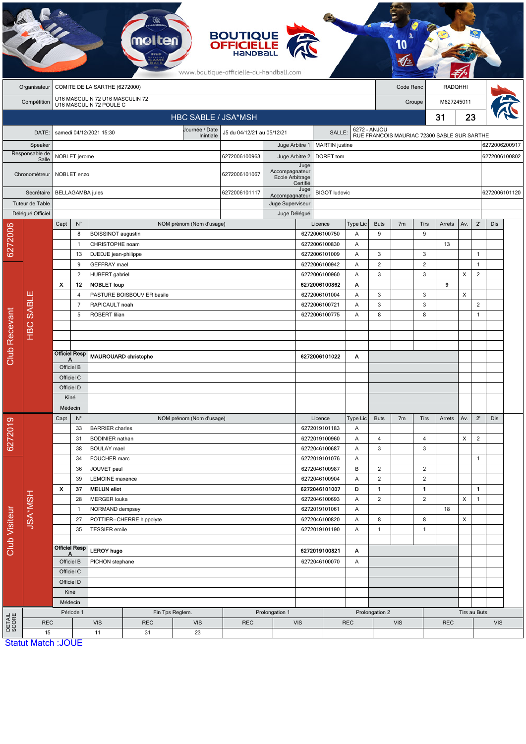www.boutique-officielle-du-handball.com

| | | | |
|---|---|---|---|
| Organisateur | COMITE DE LA SARTHE (6272000) | Code Renc | RADQHHI |
| Compétition | U16 MASCULIN 72 U16 MASCULIN 72 U16 MASCULIN 72 POULE C | Groupe | M627245011 |

## HBC SABLE / JSA*MSH — 31 — 23

| | | | | | |
|---|---|---|---|---|---|
| DATE: | samedi 04/12/2021 15:30 | Journée / Date Initiale | J5 du 04/12/21 au 05/12/21 | SALLE: | 6272 - ANJOU RUE FRANCOIS MAURIAC 72300 SABLE SUR SARTHE |

| | | | | | |
|---|---|---|---|---|---|
| Speaker | | | Juge Arbitre 1 | MARTIN justine | 6272006200917 |
| Responsable de Salle | NOBLET jerome | 6272006100963 | Juge Arbitre 2 | DORET tom | 6272006100802 |
| Chronométreur | NOBLET enzo | 6272006101067 | Juge Accompagnateur Ecole Arbitrage Certifié | | |
| Secrétaire | BELLAGAMBA jules | 6272006101117 | Juge Accompagnateur | BIGOT ludovic | 6272006101120 |
| Tuteur de Table | | | Juge Superviseur | | |
| Délégué Officiel | | | Juge Délégué | | |

### Club Recevant — 6272006 — HBC SABLE

| Capt | N° | NOM prénom (Nom d'usage) | Licence | Type Lic | Buts | 7m | Tirs | Arrets | Av. | 2' | Dis |
|---|---|---|---|---|---|---|---|---|---|---|---|
| | 8 | BOISSINOT augustin | 6272006100750 | A | 9 | | 9 | | | | |
| | 1 | CHRISTOPHE noam | 6272006100830 | A | | | | 13 | | | |
| | 13 | DJEDJE jean-philippe | 6272006101009 | A | 3 | | 3 | | | 1 | |
| | 9 | GEFFRAY mael | 6272006100942 | A | 2 | | 2 | | | 1 | |
| | 2 | HUBERT gabriel | 6272006100960 | A | 3 | | 3 | | X | 2 | |
| **X** | **12** | **NOBLET loup** | **6272006100862** | **A** | | | | **9** | | | |
| | 4 | PASTURE BOISBOUVIER basile | 6272006101004 | A | 3 | | 3 | | X | | |
| | 7 | RAPICAULT noah | 6272006100721 | A | 3 | | 3 | | | 2 | |
| | 5 | ROBERT lilian | 6272006100775 | A | 8 | | 8 | | | 1 | |
| Officiel Resp A | | **MAUROUARD christophe** | **6272006101022** | **A** | | | | | | | |
| Officiel B | | | | | | | | | | | |
| Officiel C | | | | | | | | | | | |
| Officiel D | | | | | | | | | | | |
| Kiné | | | | | | | | | | | |
| Médecin | | | | | | | | | | | |

### Club Visiteur — 6272019 — JSA*MSH

| Capt | N° | NOM prénom (Nom d'usage) | Licence | Type Lic | Buts | 7m | Tirs | Arrets | Av. | 2' | Dis |
|---|---|---|---|---|---|---|---|---|---|---|---|
| | 33 | BARRIER charles | 6272019101183 | A | | | | | | | |
| | 31 | BODINIER nathan | 6272019100960 | A | 4 | | 4 | | X | 2 | |
| | 38 | BOULAY mael | 6272046100687 | A | 3 | | 3 | | | | |
| | 34 | FOUCHER marc | 6272019101076 | A | | | | | | 1 | |
| | 36 | JOUVET paul | 6272046100987 | B | 2 | | 2 | | | | |
| | 39 | LEMOINE maxence | 6272046100904 | A | 2 | | 2 | | | | |
| **X** | **37** | **MELUN eliot** | **6272046101007** | **D** | **1** | | **1** | | | **1** | |
| | 28 | MERGER louka | 6272046100693 | A | 2 | | 2 | | X | 1 | |
| | 1 | NORMAND dempsey | 6272019101061 | A | | | | 18 | | | |
| | 27 | POTTIER--CHERRE hippolyte | 6272046100820 | A | 8 | | 8 | | X | | |
| | 35 | TESSIER emile | 6272019101190 | A | 1 | | 1 | | | | |
| Officiel Resp A | | **LEROY hugo** | **6272019100821** | **A** | | | | | | | |
| Officiel B | | PICHON stephane | 6272046100070 | A | | | | | | | |
| Officiel C | | | | | | | | | | | |
| Officiel D | | | | | | | | | | | |
| Kiné | | | | | | | | | | | |
| Médecin | | | | | | | | | | | |

### DETAIL SCORE

| Période 1 | | Fin Tps Reglem. | | Prolongation 1 | | Prolongation 2 | | Tirs au Buts | |
|---|---|---|---|---|---|---|---|---|---|
| REC | VIS | REC | VIS | REC | VIS | REC | VIS | REC | VIS |
| 15 | 11 | 31 | 23 | | | | | | |

Statut Match :JOUE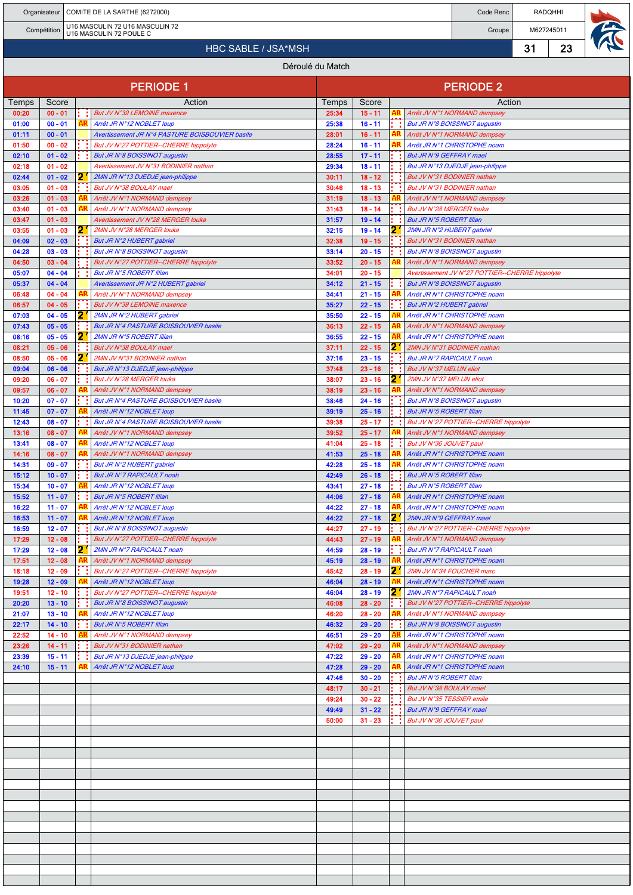| Organisateur | COMITE DE LA SARTHE (6272000) | Code Renc | RADQHHI |
|---|---|---|---|
| Compétition | U16 MASCULIN 72 U16 MASCULIN 72 U16 MASCULIN 72 POULE C | Groupe | M627245011 |

**HBC SABLE / JSA*MSH — 31 — 23**

## Déroulé du Match

| PERIODE 1 | | | | PERIODE 2 | | | |
|---|---|---|---|---|---|---|---|
| Temps | Score | | Action | Temps | Score | | Action |
| 00:20 | 00 - 01 | | But JV N°39 LEMOINE maxence | 25:34 | 15 - 11 | AR | Arrêt JV N°1 NORMAND dempsey |
| 01:00 | 00 - 01 | AR | Arrêt JR N°12 NOBLET loup | 25:38 | 16 - 11 | | But JR N°8 BOISSINOT augustin |
| 01:11 | 00 - 01 | | Avertissement JR N°4 PASTURE BOISBOUVIER basile | 28:01 | 16 - 11 | AR | Arrêt JV N°1 NORMAND dempsey |
| 01:50 | 00 - 02 | | But JV N°27 POTTIER--CHERRE hippolyte | 28:24 | 16 - 11 | AR | Arrêt JR N°1 CHRISTOPHE noam |
| 02:10 | 01 - 02 | | But JR N°8 BOISSINOT augustin | 28:55 | 17 - 11 | | But JR N°9 GEFFRAY mael |
| 02:18 | 01 - 02 | | Avertissement JV N°31 BODINIER nathan | 29:34 | 18 - 11 | | But JR N°13 DJEDJE jean-philippe |
| 02:44 | 01 - 02 | 2' | 2MN JR N°13 DJEDJE jean-philippe | 30:11 | 18 - 12 | | But JV N°31 BODINIER nathan |
| 03:05 | 01 - 03 | | But JV N°38 BOULAY mael | 30:46 | 18 - 13 | | But JV N°31 BODINIER nathan |
| 03:26 | 01 - 03 | AR | Arrêt JV N°1 NORMAND dempsey | 31:19 | 18 - 13 | AR | Arrêt JV N°1 NORMAND dempsey |
| 03:40 | 01 - 03 | AR | Arrêt JV N°1 NORMAND dempsey | 31:43 | 18 - 14 | | But JV N°28 MERGER louka |
| 03:47 | 01 - 03 | | Avertissement JV N°28 MERGER louka | 31:57 | 19 - 14 | | But JR N°5 ROBERT lilian |
| 03:55 | 01 - 03 | 2' | 2MN JV N°28 MERGER louka | 32:15 | 19 - 14 | 2' | 2MN JR N°2 HUBERT gabriel |
| 04:09 | 02 - 03 | | But JR N°2 HUBERT gabriel | 32:38 | 19 - 15 | | But JV N°31 BODINIER nathan |
| 04:28 | 03 - 03 | | But JR N°8 BOISSINOT augustin | 33:14 | 20 - 15 | | But JR N°8 BOISSINOT augustin |
| 04:50 | 03 - 04 | | But JV N°27 POTTIER--CHERRE hippolyte | 33:52 | 20 - 15 | AR | Arrêt JV N°1 NORMAND dempsey |
| 05:07 | 04 - 04 | | But JR N°5 ROBERT lilian | 34:01 | 20 - 15 | | Avertissement JV N°27 POTTIER--CHERRE hippolyte |
| 05:37 | 04 - 04 | | Avertissement JR N°2 HUBERT gabriel | 34:12 | 21 - 15 | | But JR N°8 BOISSINOT augustin |
| 06:48 | 04 - 04 | AR | Arrêt JV N°1 NORMAND dempsey | 34:41 | 21 - 15 | AR | Arrêt JR N°1 CHRISTOPHE noam |
| 06:57 | 04 - 05 | | But JV N°39 LEMOINE maxence | 35:27 | 22 - 15 | | But JR N°2 HUBERT gabriel |
| 07:03 | 04 - 05 | 2' | 2MN JR N°2 HUBERT gabriel | 35:50 | 22 - 15 | AR | Arrêt JR N°1 CHRISTOPHE noam |
| 07:43 | 05 - 05 | | But JR N°4 PASTURE BOISBOUVIER basile | 36:13 | 22 - 15 | AR | Arrêt JV N°1 NORMAND dempsey |
| 08:16 | 05 - 05 | 2' | 2MN JR N°5 ROBERT lilian | 36:55 | 22 - 15 | AR | Arrêt JR N°1 CHRISTOPHE noam |
| 08:21 | 05 - 06 | | But JV N°38 BOULAY mael | 37:11 | 22 - 15 | 2' | 2MN JV N°31 BODINIER nathan |
| 08:50 | 05 - 06 | 2' | 2MN JV N°31 BODINIER nathan | 37:16 | 23 - 15 | | But JR N°7 RAPICAULT noah |
| 09:04 | 06 - 06 | | But JR N°13 DJEDJE jean-philippe | 37:48 | 23 - 16 | | But JV N°37 MELUN eliot |
| 09:20 | 06 - 07 | | But JV N°28 MERGER louka | 38:07 | 23 - 16 | 2' | 2MN JV N°37 MELUN eliot |
| 09:57 | 06 - 07 | AR | Arrêt JV N°1 NORMAND dempsey | 38:19 | 23 - 16 | AR | Arrêt JV N°1 NORMAND dempsey |
| 10:20 | 07 - 07 | | But JR N°4 PASTURE BOISBOUVIER basile | 38:46 | 24 - 16 | | But JR N°8 BOISSINOT augustin |
| 11:45 | 07 - 07 | AR | Arrêt JR N°12 NOBLET loup | 39:19 | 25 - 16 | | But JR N°5 ROBERT lilian |
| 12:43 | 08 - 07 | | But JR N°4 PASTURE BOISBOUVIER basile | 39:38 | 25 - 17 | | But JV N°27 POTTIER--CHERRE hippolyte |
| 13:16 | 08 - 07 | AR | Arrêt JV N°1 NORMAND dempsey | 39:52 | 25 - 17 | AR | Arrêt JV N°1 NORMAND dempsey |
| 13:41 | 08 - 07 | AR | Arrêt JR N°12 NOBLET loup | 41:04 | 25 - 18 | | But JV N°36 JOUVET paul |
| 14:16 | 08 - 07 | AR | Arrêt JV N°1 NORMAND dempsey | 41:53 | 25 - 18 | AR | Arrêt JR N°1 CHRISTOPHE noam |
| 14:31 | 09 - 07 | | But JR N°2 HUBERT gabriel | 42:28 | 25 - 18 | AR | Arrêt JR N°1 CHRISTOPHE noam |
| 15:12 | 10 - 07 | | But JR N°7 RAPICAULT noah | 42:49 | 26 - 18 | | But JR N°5 ROBERT lilian |
| 15:34 | 10 - 07 | AR | Arrêt JR N°12 NOBLET loup | 43:41 | 27 - 18 | | But JR N°5 ROBERT lilian |
| 15:52 | 11 - 07 | | But JR N°5 ROBERT lilian | 44:06 | 27 - 18 | AR | Arrêt JR N°1 CHRISTOPHE noam |
| 16:22 | 11 - 07 | AR | Arrêt JR N°12 NOBLET loup | 44:22 | 27 - 18 | AR | Arrêt JR N°1 CHRISTOPHE noam |
| 16:53 | 11 - 07 | AR | Arrêt JR N°12 NOBLET loup | 44:22 | 27 - 18 | 2' | 2MN JR N°9 GEFFRAY mael |
| 16:59 | 12 - 07 | | But JR N°8 BOISSINOT augustin | 44:27 | 27 - 19 | | But JV N°27 POTTIER--CHERRE hippolyte |
| 17:29 | 12 - 08 | | But JV N°27 POTTIER--CHERRE hippolyte | 44:43 | 27 - 19 | AR | Arrêt JV N°1 NORMAND dempsey |
| 17:29 | 12 - 08 | 2' | 2MN JR N°7 RAPICAULT noah | 44:59 | 28 - 19 | | But JR N°7 RAPICAULT noah |
| 17:51 | 12 - 08 | AR | Arrêt JV N°1 NORMAND dempsey | 45:19 | 28 - 19 | AR | Arrêt JR N°1 CHRISTOPHE noam |
| 18:18 | 12 - 09 | | But JV N°27 POTTIER--CHERRE hippolyte | 45:42 | 28 - 19 | 2' | 2MN JV N°34 FOUCHER marc |
| 19:28 | 12 - 09 | AR | Arrêt JR N°12 NOBLET loup | 46:04 | 28 - 19 | AR | Arrêt JR N°1 CHRISTOPHE noam |
| 19:51 | 12 - 10 | | But JV N°27 POTTIER--CHERRE hippolyte | 46:04 | 28 - 19 | 2' | 2MN JR N°7 RAPICAULT noah |
| 20:20 | 13 - 10 | | But JR N°8 BOISSINOT augustin | 46:08 | 28 - 20 | | But JV N°27 POTTIER--CHERRE hippolyte |
| 21:07 | 13 - 10 | AR | Arrêt JR N°12 NOBLET loup | 46:20 | 28 - 20 | AR | Arrêt JV N°1 NORMAND dempsey |
| 22:17 | 14 - 10 | | But JR N°5 ROBERT lilian | 46:32 | 29 - 20 | | But JR N°8 BOISSINOT augustin |
| 22:52 | 14 - 10 | AR | Arrêt JV N°1 NORMAND dempsey | 46:51 | 29 - 20 | AR | Arrêt JR N°1 CHRISTOPHE noam |
| 23:26 | 14 - 11 | | But JV N°31 BODINIER nathan | 47:02 | 29 - 20 | AR | Arrêt JV N°1 NORMAND dempsey |
| 23:39 | 15 - 11 | | But JR N°13 DJEDJE jean-philippe | 47:22 | 29 - 20 | AR | Arrêt JR N°1 CHRISTOPHE noam |
| 24:10 | 15 - 11 | AR | Arrêt JR N°12 NOBLET loup | 47:28 | 29 - 20 | AR | Arrêt JR N°1 CHRISTOPHE noam |
| | | | | 47:46 | 30 - 20 | | But JR N°5 ROBERT lilian |
| | | | | 48:17 | 30 - 21 | | But JV N°38 BOULAY mael |
| | | | | 49:24 | 30 - 22 | | But JV N°35 TESSIER emile |
| | | | | 49:49 | 31 - 22 | | But JR N°9 GEFFRAY mael |
| | | | | 50:00 | 31 - 23 | | But JV N°36 JOUVET paul |